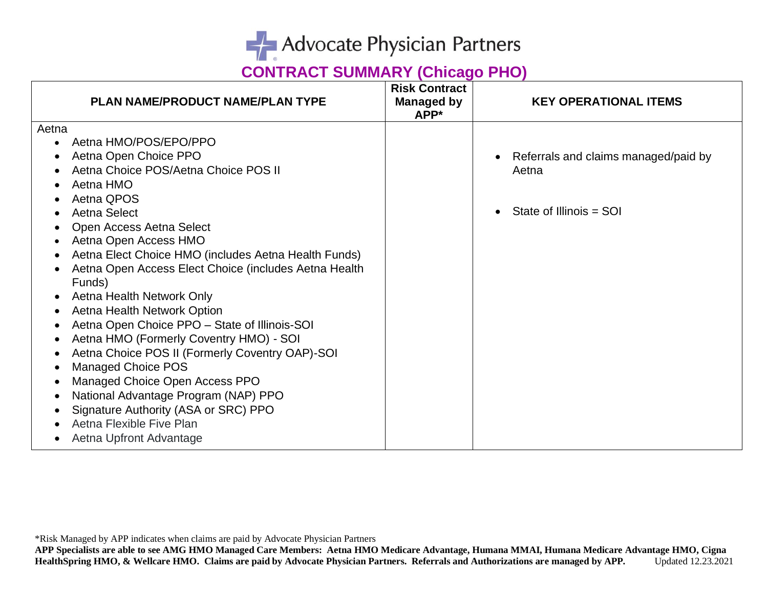# Advocate Physician Partners

## CONTRACT SUMMARY (Chicago PHO)

| PLAN NAME/PRODUCT NAME/PLAN TYPE | Risk Contract Managed by APP* | KEY OPERATIONAL ITEMS |
|---|---|---|
| Aetna<br>• Aetna HMO/POS/EPO/PPO<br>• Aetna Open Choice PPO<br>• Aetna Choice POS/Aetna Choice POS II<br>• Aetna HMO<br>• Aetna QPOS<br>• Aetna Select<br>• Open Access Aetna Select<br>• Aetna Open Access HMO<br>• Aetna Elect Choice HMO (includes Aetna Health Funds)<br>• Aetna Open Access Elect Choice (includes Aetna Health Funds)<br>• Aetna Health Network Only<br>• Aetna Health Network Option<br>• Aetna Open Choice PPO – State of Illinois-SOI<br>• Aetna HMO (Formerly Coventry HMO) - SOI<br>• Aetna Choice POS II (Formerly Coventry OAP)-SOI<br>• Managed Choice POS<br>• Managed Choice Open Access PPO<br>• National Advantage Program (NAP) PPO<br>• Signature Authority (ASA or SRC) PPO<br>• Aetna Flexible Five Plan<br>• Aetna Upfront Advantage | | • Referrals and claims managed/paid by Aetna<br><br>• State of Illinois = SOI |

*Risk Managed by APP indicates when claims are paid by Advocate Physician Partners

**APP Specialists are able to see AMG HMO Managed Care Members: Aetna HMO Medicare Advantage, Humana MMAI, Humana Medicare Advantage HMO, Cigna HealthSpring HMO, & Wellcare HMO. Claims are paid by Advocate Physician Partners. Referrals and Authorizations are managed by APP.** Updated 12.23.2021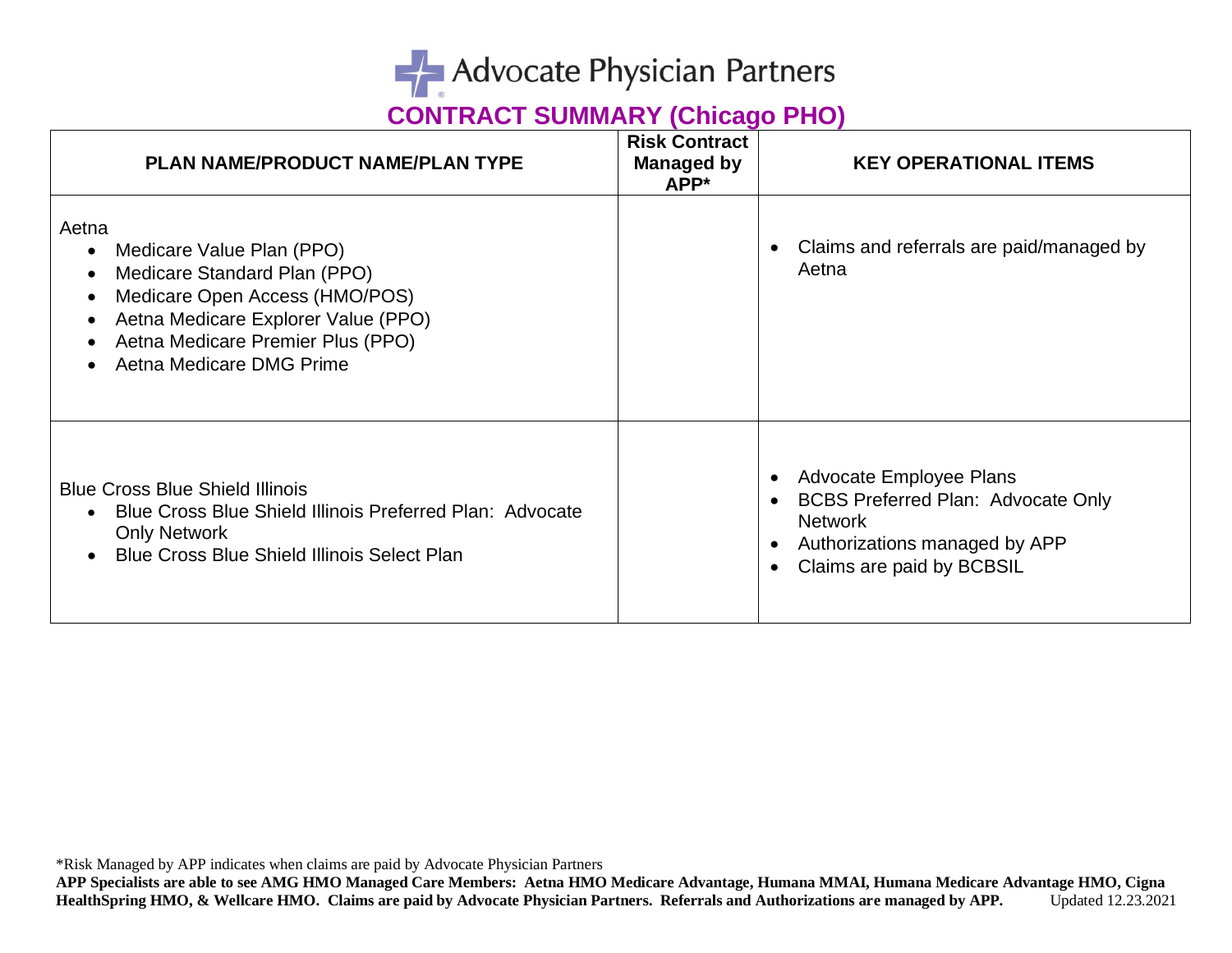# Advocate Physician Partners

## CONTRACT SUMMARY (Chicago PHO)

| PLAN NAME/PRODUCT NAME/PLAN TYPE | Risk Contract Managed by APP* | KEY OPERATIONAL ITEMS |
|---|---|---|
| Aetna<br>• Medicare Value Plan (PPO)<br>• Medicare Standard Plan (PPO)<br>• Medicare Open Access (HMO/POS)<br>• Aetna Medicare Explorer Value (PPO)<br>• Aetna Medicare Premier Plus (PPO)<br>• Aetna Medicare DMG Prime | | • Claims and referrals are paid/managed by Aetna |
| Blue Cross Blue Shield Illinois<br>• Blue Cross Blue Shield Illinois Preferred Plan: Advocate Only Network<br>• Blue Cross Blue Shield Illinois Select Plan | | • Advocate Employee Plans<br>• BCBS Preferred Plan: Advocate Only Network<br>• Authorizations managed by APP<br>• Claims are paid by BCBSIL |

*Risk Managed by APP indicates when claims are paid by Advocate Physician Partners

**APP Specialists are able to see AMG HMO Managed Care Members: Aetna HMO Medicare Advantage, Humana MMAI, Humana Medicare Advantage HMO, Cigna HealthSpring HMO, & Wellcare HMO. Claims are paid by Advocate Physician Partners. Referrals and Authorizations are managed by APP.** Updated 12.23.2021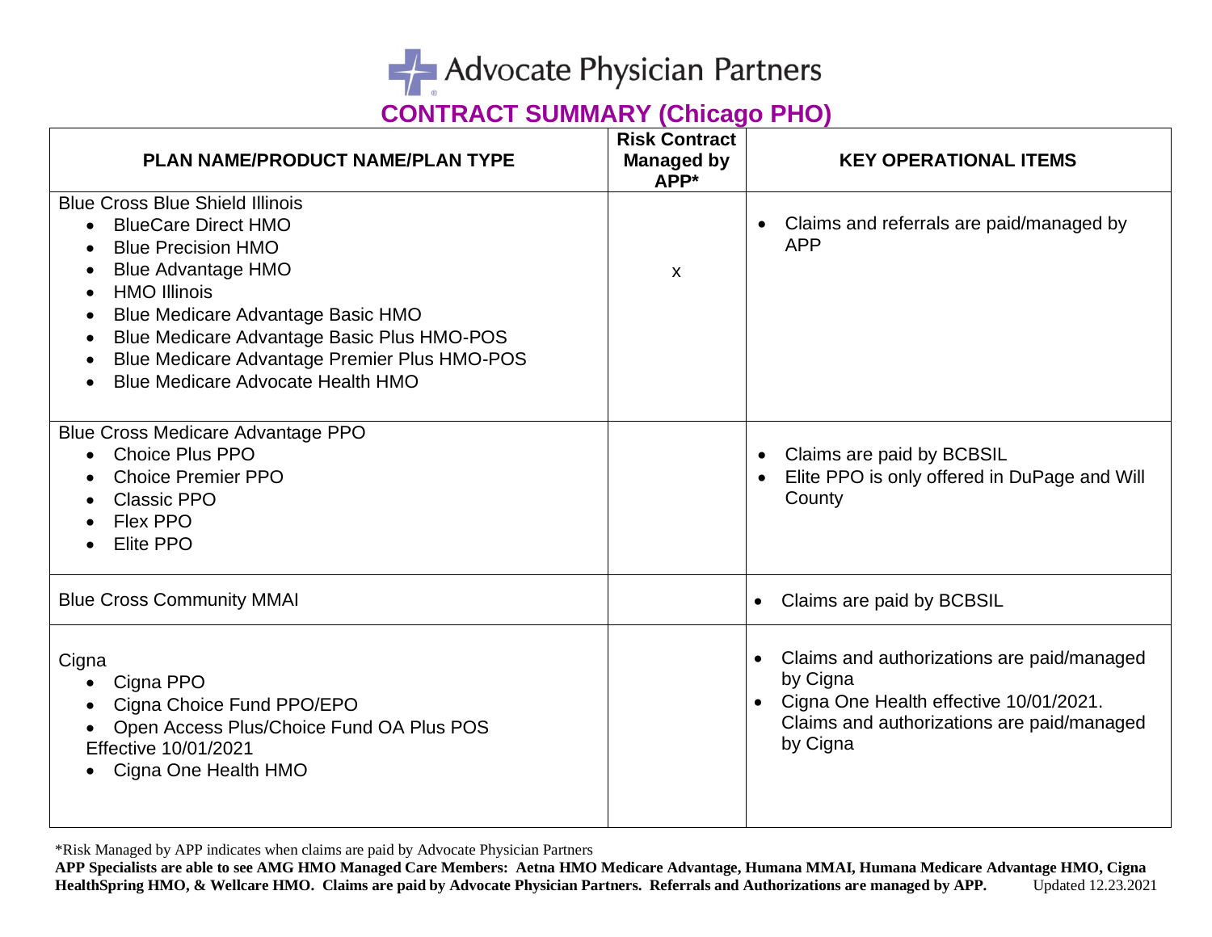# Advocate Physician Partners

## CONTRACT SUMMARY (Chicago PHO)

| PLAN NAME/PRODUCT NAME/PLAN TYPE | Risk Contract Managed by APP* | KEY OPERATIONAL ITEMS |
|---|---|---|
| Blue Cross Blue Shield Illinois<br>• BlueCare Direct HMO<br>• Blue Precision HMO<br>• Blue Advantage HMO<br>• HMO Illinois<br>• Blue Medicare Advantage Basic HMO<br>• Blue Medicare Advantage Basic Plus HMO-POS<br>• Blue Medicare Advantage Premier Plus HMO-POS<br>• Blue Medicare Advocate Health HMO | x | • Claims and referrals are paid/managed by APP |
| Blue Cross Medicare Advantage PPO<br>• Choice Plus PPO<br>• Choice Premier PPO<br>• Classic PPO<br>• Flex PPO<br>• Elite PPO | | • Claims are paid by BCBSIL<br>• Elite PPO is only offered in DuPage and Will County |
| Blue Cross Community MMAI | | • Claims are paid by BCBSIL |
| Cigna<br>• Cigna PPO<br>• Cigna Choice Fund PPO/EPO<br>• Open Access Plus/Choice Fund OA Plus POS<br>Effective 10/01/2021<br>• Cigna One Health HMO | | • Claims and authorizations are paid/managed by Cigna<br>• Cigna One Health effective 10/01/2021. Claims and authorizations are paid/managed by Cigna |

*Risk Managed by APP indicates when claims are paid by Advocate Physician Partners

**APP Specialists are able to see AMG HMO Managed Care Members: Aetna HMO Medicare Advantage, Humana MMAI, Humana Medicare Advantage HMO, Cigna HealthSpring HMO, & Wellcare HMO. Claims are paid by Advocate Physician Partners. Referrals and Authorizations are managed by APP.** Updated 12.23.2021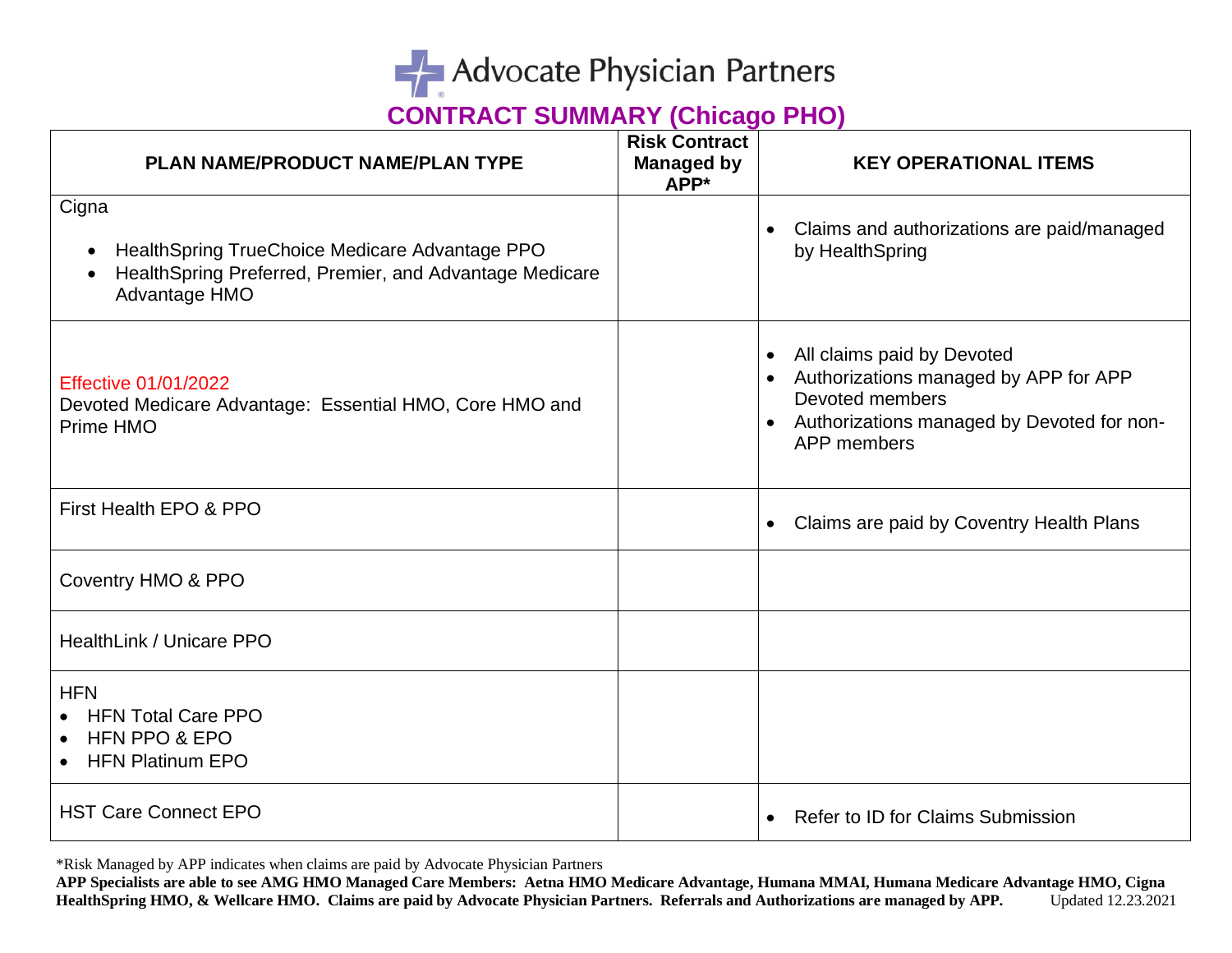# Advocate Physician Partners

## CONTRACT SUMMARY (Chicago PHO)

| PLAN NAME/PRODUCT NAME/PLAN TYPE | Risk Contract Managed by APP* | KEY OPERATIONAL ITEMS |
|---|---|---|
| Cigna<br>• HealthSpring TrueChoice Medicare Advantage PPO<br>• HealthSpring Preferred, Premier, and Advantage Medicare Advantage HMO | | • Claims and authorizations are paid/managed by HealthSpring |
| Effective 01/01/2022<br>Devoted Medicare Advantage: Essential HMO, Core HMO and Prime HMO | | • All claims paid by Devoted<br>• Authorizations managed by APP for APP Devoted members<br>• Authorizations managed by Devoted for non-APP members |
| First Health EPO & PPO | | • Claims are paid by Coventry Health Plans |
| Coventry HMO & PPO | | |
| HealthLink / Unicare PPO | | |
| HFN<br>• HFN Total Care PPO<br>• HFN PPO & EPO<br>• HFN Platinum EPO | | |
| HST Care Connect EPO | | • Refer to ID for Claims Submission |

*Risk Managed by APP indicates when claims are paid by Advocate Physician Partners

**APP Specialists are able to see AMG HMO Managed Care Members: Aetna HMO Medicare Advantage, Humana MMAI, Humana Medicare Advantage HMO, Cigna HealthSpring HMO, & Wellcare HMO. Claims are paid by Advocate Physician Partners. Referrals and Authorizations are managed by APP.** Updated 12.23.2021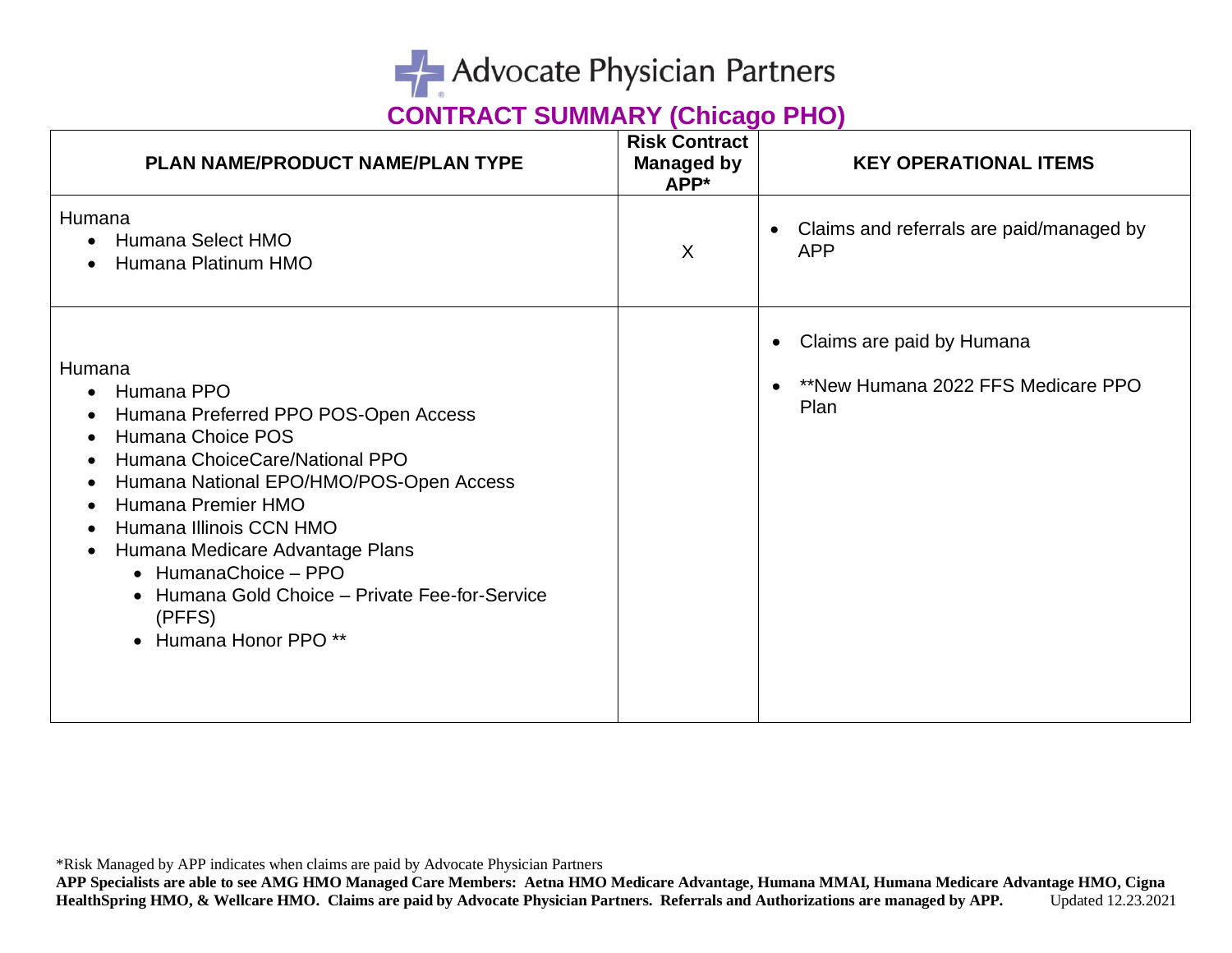# Advocate Physician Partners

## CONTRACT SUMMARY (Chicago PHO)

| PLAN NAME/PRODUCT NAME/PLAN TYPE | Risk Contract Managed by APP* | KEY OPERATIONAL ITEMS |
|---|---|---|
| Humana<br>• Humana Select HMO<br>• Humana Platinum HMO | X | • Claims and referrals are paid/managed by APP |
| Humana<br>• Humana PPO<br>• Humana Preferred PPO POS-Open Access<br>• Humana Choice POS<br>• Humana ChoiceCare/National PPO<br>• Humana National EPO/HMO/POS-Open Access<br>• Humana Premier HMO<br>• Humana Illinois CCN HMO<br>• Humana Medicare Advantage Plans<br>&nbsp;&nbsp;&nbsp;&nbsp;• HumanaChoice – PPO<br>&nbsp;&nbsp;&nbsp;&nbsp;• Humana Gold Choice – Private Fee-for-Service (PFFS)<br>&nbsp;&nbsp;&nbsp;&nbsp;• Humana Honor PPO ** | | • Claims are paid by Humana<br>• **New Humana 2022 FFS Medicare PPO Plan |

*Risk Managed by APP indicates when claims are paid by Advocate Physician Partners

**APP Specialists are able to see AMG HMO Managed Care Members: Aetna HMO Medicare Advantage, Humana MMAI, Humana Medicare Advantage HMO, Cigna HealthSpring HMO, & Wellcare HMO. Claims are paid by Advocate Physician Partners. Referrals and Authorizations are managed by APP.** Updated 12.23.2021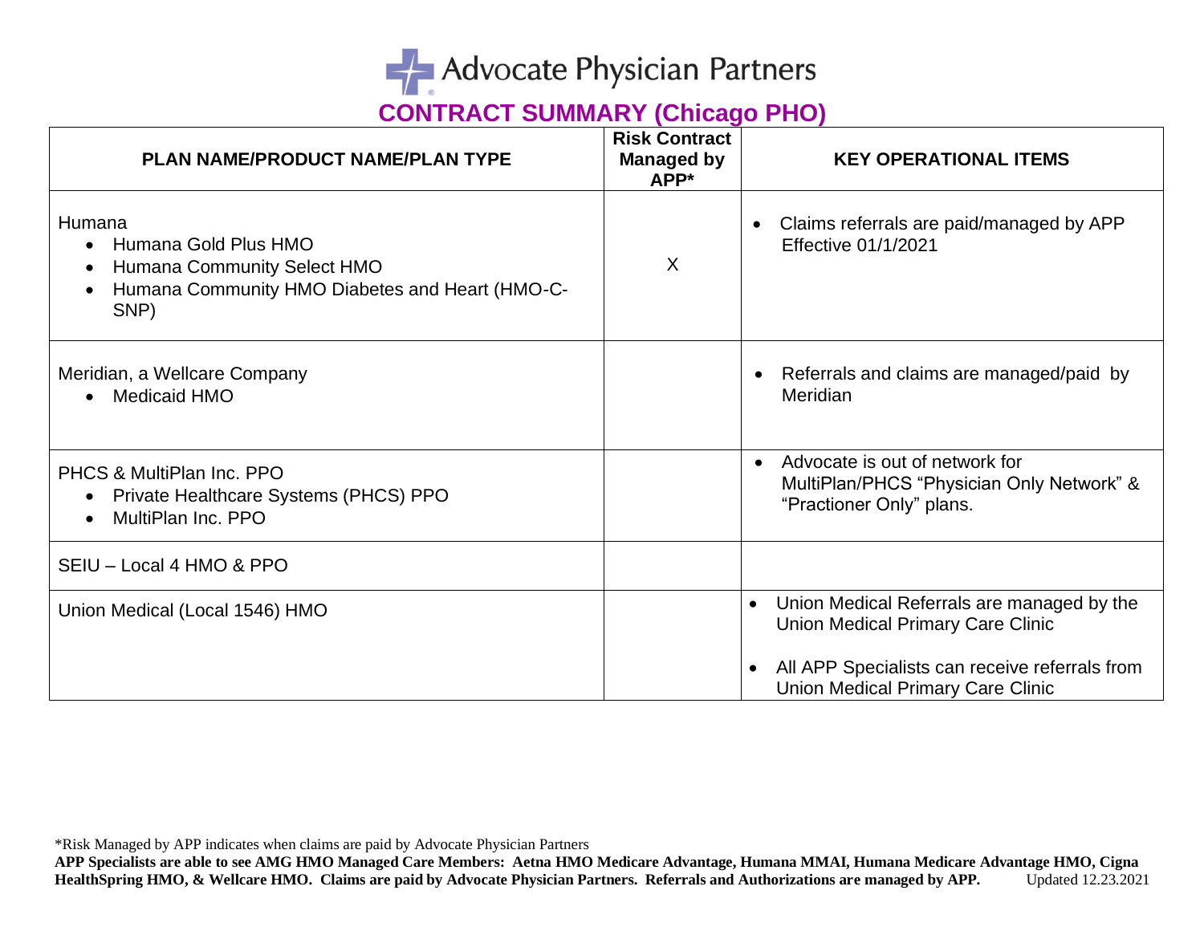# Advocate Physician Partners

## CONTRACT SUMMARY (Chicago PHO)

| PLAN NAME/PRODUCT NAME/PLAN TYPE | Risk Contract Managed by APP* | KEY OPERATIONAL ITEMS |
|---|---|---|
| Humana<br>• Humana Gold Plus HMO<br>• Humana Community Select HMO<br>• Humana Community HMO Diabetes and Heart (HMO-C-SNP) | X | • Claims referrals are paid/managed by APP Effective 01/1/2021 |
| Meridian, a Wellcare Company<br>• Medicaid HMO | | • Referrals and claims are managed/paid by Meridian |
| PHCS & MultiPlan Inc. PPO<br>• Private Healthcare Systems (PHCS) PPO<br>• MultiPlan Inc. PPO | | • Advocate is out of network for MultiPlan/PHCS "Physician Only Network" & "Practioner Only" plans. |
| SEIU – Local 4 HMO & PPO | | |
| Union Medical (Local 1546) HMO | | • Union Medical Referrals are managed by the Union Medical Primary Care Clinic<br>• All APP Specialists can receive referrals from Union Medical Primary Care Clinic |

*Risk Managed by APP indicates when claims are paid by Advocate Physician Partners

**APP Specialists are able to see AMG HMO Managed Care Members: Aetna HMO Medicare Advantage, Humana MMAI, Humana Medicare Advantage HMO, Cigna HealthSpring HMO, & Wellcare HMO. Claims are paid by Advocate Physician Partners. Referrals and Authorizations are managed by APP.** Updated 12.23.2021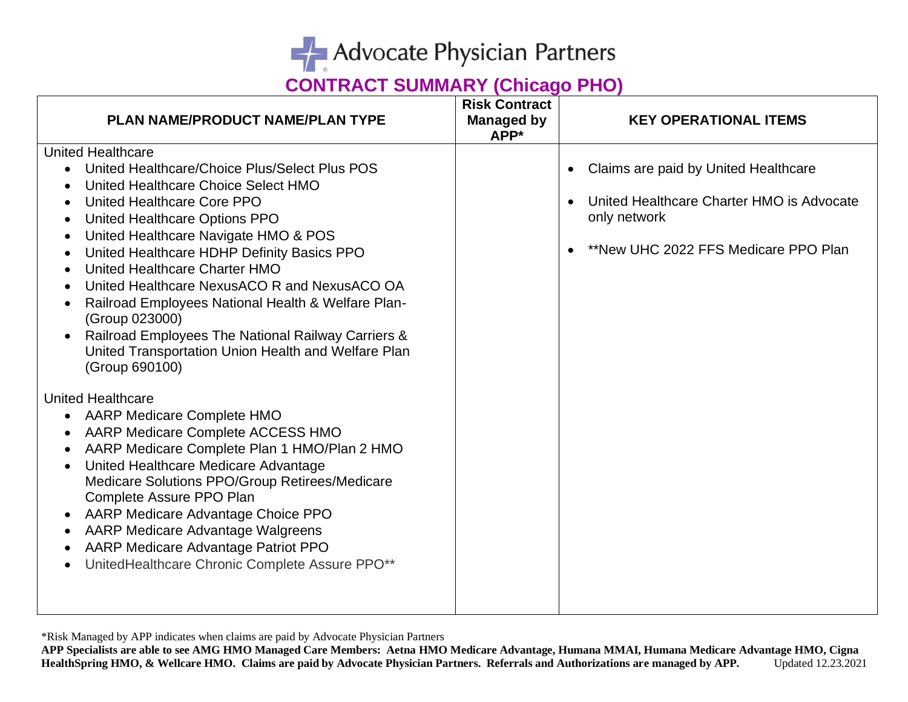# Advocate Physician Partners

## CONTRACT SUMMARY (Chicago PHO)

| PLAN NAME/PRODUCT NAME/PLAN TYPE | Risk Contract Managed by APP* | KEY OPERATIONAL ITEMS |
|---|---|---|
| United Healthcare<br>• United Healthcare/Choice Plus/Select Plus POS<br>• United Healthcare Choice Select HMO<br>• United Healthcare Core PPO<br>• United Healthcare Options PPO<br>• United Healthcare Navigate HMO & POS<br>• United Healthcare HDHP Definity Basics PPO<br>• United Healthcare Charter HMO<br>• United Healthcare NexusACO R and NexusACO OA<br>• Railroad Employees National Health & Welfare Plan- (Group 023000)<br>• Railroad Employees The National Railway Carriers & United Transportation Union Health and Welfare Plan (Group 690100)<br><br>United Healthcare<br>• AARP Medicare Complete HMO<br>• AARP Medicare Complete ACCESS HMO<br>• AARP Medicare Complete Plan 1 HMO/Plan 2 HMO<br>• United Healthcare Medicare Advantage Medicare Solutions PPO/Group Retirees/Medicare Complete Assure PPO Plan<br>• AARP Medicare Advantage Choice PPO<br>• AARP Medicare Advantage Walgreens<br>• AARP Medicare Advantage Patriot PPO<br>• UnitedHealthcare Chronic Complete Assure PPO** | | • Claims are paid by United Healthcare<br><br>• United Healthcare Charter HMO is Advocate only network<br><br>• **New UHC 2022 FFS Medicare PPO Plan |

*Risk Managed by APP indicates when claims are paid by Advocate Physician Partners

**APP Specialists are able to see AMG HMO Managed Care Members: Aetna HMO Medicare Advantage, Humana MMAI, Humana Medicare Advantage HMO, Cigna HealthSpring HMO, & Wellcare HMO. Claims are paid by Advocate Physician Partners. Referrals and Authorizations are managed by APP.** Updated 12.23.2021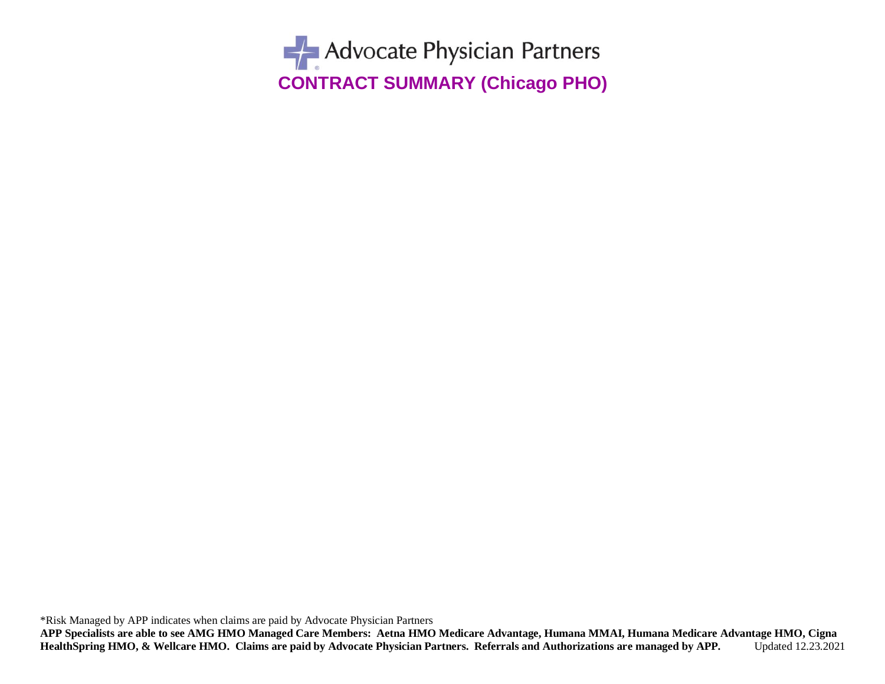# Advocate Physician Partners

## CONTRACT SUMMARY (Chicago PHO)

*Risk Managed by APP indicates when claims are paid by Advocate Physician Partners

**APP Specialists are able to see AMG HMO Managed Care Members: Aetna HMO Medicare Advantage, Humana MMAI, Humana Medicare Advantage HMO, Cigna HealthSpring HMO, & Wellcare HMO. Claims are paid by Advocate Physician Partners. Referrals and Authorizations are managed by APP.** Updated 12.23.2021